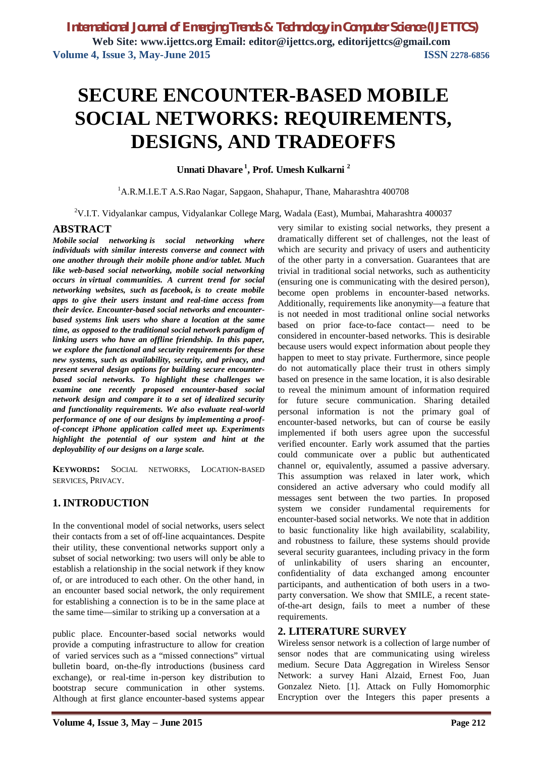# SECURE ENCOUNTER-BASED MOBILE SOCIAL NETWORKS: REQUIREMENTS, DESIGNS, AND TRADEOFFS

**Unnati Dhavare [1], Prof. Umesh Kulkarni [2]**

[1]A.R.M.I.E.T A.S.Rao Nagar, Sapgaon, Shahapur, Thane, Maharashtra 400708

[2]V.I.T. Vidyalankar campus, Vidyalankar College Marg, Wadala (East), Mumbai, Maharashtra 400037

## ABSTRACT

***Mobile social networking is social networking where individuals with similar interests converse and connect with one another through their mobile phone and/or tablet. Much like web-based social networking, mobile social networking occurs in virtual communities. A current trend for social networking websites, such as facebook, is to create mobile apps to give their users instant and real-time access from their device. Encounter-based social networks and encounter-based systems link users who share a location at the same time, as opposed to the traditional social network paradigm of linking users who have an offline friendship. In this paper, we explore the functional and security requirements for these new systems, such as availability, security, and privacy, and present several design options for building secure encounter-based social networks. To highlight these challenges we examine one recently proposed encounter-based social network design and compare it to a set of idealized security and functionality requirements. We also evaluate real-world performance of one of our designs by implementing a proof-of-concept iPhone application called meet up. Experiments highlight the potential of our system and hint at the deployability of our designs on a large scale.***

**KEYWORDS:** SOCIAL NETWORKS, LOCATION-BASED SERVICES, PRIVACY.

## 1. INTRODUCTION

In the conventional model of social networks, users select their contacts from a set of off-line acquaintances. Despite their utility, these conventional networks support only a subset of social networking: two users will only be able to establish a relationship in the social network if they know of, or are introduced to each other. On the other hand, in an encounter based social network, the only requirement for establishing a connection is to be in the same place at the same time—similar to striking up a conversation at a public place. Encounter-based social networks would provide a computing infrastructure to allow for creation of varied services such as a "missed connections" virtual bulletin board, on-the-fly introductions (business card exchange), or real-time in-person key distribution to bootstrap secure communication in other systems. Although at first glance encounter-based systems appear very similar to existing social networks, they present a dramatically different set of challenges, not the least of which are security and privacy of users and authenticity of the other party in a conversation. Guarantees that are trivial in traditional social networks, such as authenticity (ensuring one is communicating with the desired person), become open problems in encounter-based networks. Additionally, requirements like anonymity—a feature that is not needed in most traditional online social networks based on prior face-to-face contact— need to be considered in encounter-based networks. This is desirable because users would expect information about people they happen to meet to stay private. Furthermore, since people do not automatically place their trust in others simply based on presence in the same location, it is also desirable to reveal the minimum amount of information required for future secure communication. Sharing detailed personal information is not the primary goal of encounter-based networks, but can of course be easily implemented if both users agree upon the successful verified encounter. Early work assumed that the parties could communicate over a public but authenticated channel or, equivalently, assumed a passive adversary. This assumption was relaxed in later work, which considered an active adversary who could modify all messages sent between the two parties. In proposed system we consider Fundamental requirements for encounter-based social networks. We note that in addition to basic functionality like high availability, scalability, and robustness to failure, these systems should provide several security guarantees, including privacy in the form of unlinkability of users sharing an encounter, confidentiality of data exchanged among encounter participants, and authentication of both users in a two-party conversation. We show that SMILE, a recent state-of-the-art design, fails to meet a number of these requirements.

## 2. LITERATURE SURVEY

Wireless sensor network is a collection of large number of sensor nodes that are communicating using wireless medium. Secure Data Aggregation in Wireless Sensor Network: a survey Hani Alzaid, Ernest Foo, Juan Gonzalez Nieto. [1]. Attack on Fully Homomorphic Encryption over the Integers this paper presents a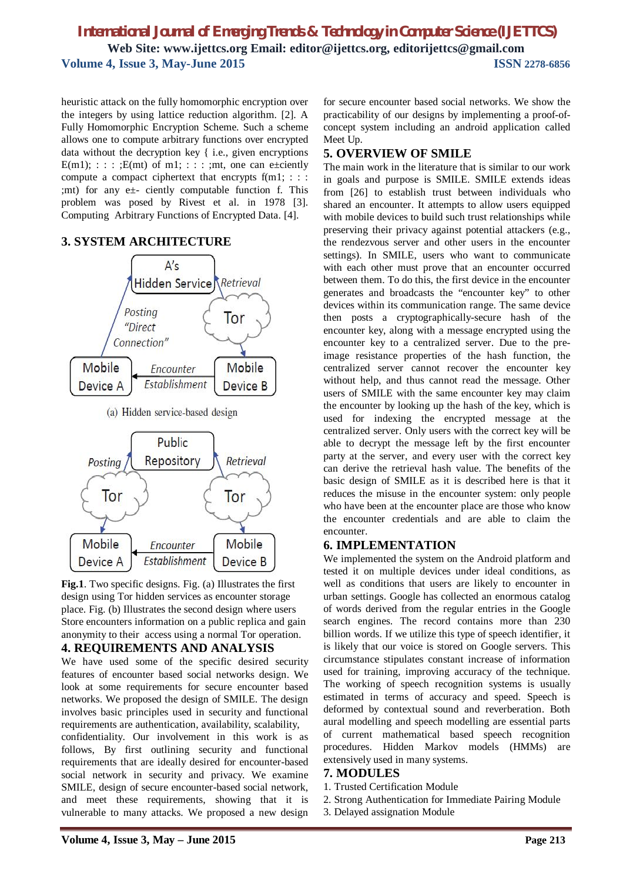heuristic attack on the fully homomorphic encryption over the integers by using lattice reduction algorithm. [2]. A Fully Homomorphic Encryption Scheme. Such a scheme allows one to compute arbitrary functions over encrypted data without the decryption key { i.e., given encryptions E(m1); : : : ;E(mt) of m1; : : : ;mt, one can e±ciently compute a compact ciphertext that encrypts f(m1; : : : ;mt) for any e±- ciently computable function f. This problem was posed by Rivest et al. in 1978 [3]. Computing Arbitrary Functions of Encrypted Data. [4].

## 3. SYSTEM ARCHITECTURE

A's Hidden Service

Retrieval

Posting "Direct Connection"

Tor

Mobile Device A

Encounter Establishment

Mobile Device B

(a) Hidden service-based design

Public Repository

Posting

Retrieval

Tor

Tor

Mobile Device A

Encounter Establishment

Mobile Device B

**Fig.1**. Two specific designs. Fig. (a) Illustrates the first design using Tor hidden services as encounter storage place. Fig. (b) Illustrates the second design where users Store encounters information on a public replica and gain anonymity to their access using a normal Tor operation.

## 4. REQUIREMENTS AND ANALYSIS

We have used some of the specific desired security features of encounter based social networks design. We look at some requirements for secure encounter based networks. We proposed the design of SMILE. The design involves basic principles used in security and functional requirements are authentication, availability, scalability, confidentiality. Our involvement in this work is as follows, By first outlining security and functional requirements that are ideally desired for encounter-based social network in security and privacy. We examine SMILE, design of secure encounter-based social network, and meet these requirements, showing that it is vulnerable to many attacks. We proposed a new design for secure encounter based social networks. We show the practicability of our designs by implementing a proof-of-concept system including an android application called Meet Up.

## 5. OVERVIEW OF SMILE

The main work in the literature that is similar to our work in goals and purpose is SMILE. SMILE extends ideas from [26] to establish trust between individuals who shared an encounter. It attempts to allow users equipped with mobile devices to build such trust relationships while preserving their privacy against potential attackers (e.g., the rendezvous server and other users in the encounter settings). In SMILE, users who want to communicate with each other must prove that an encounter occurred between them. To do this, the first device in the encounter generates and broadcasts the "encounter key" to other devices within its communication range. The same device then posts a cryptographically-secure hash of the encounter key, along with a message encrypted using the encounter key to a centralized server. Due to the pre-image resistance properties of the hash function, the centralized server cannot recover the encounter key without help, and thus cannot read the message. Other users of SMILE with the same encounter key may claim the encounter by looking up the hash of the key, which is used for indexing the encrypted message at the centralized server. Only users with the correct key will be able to decrypt the message left by the first encounter party at the server, and every user with the correct key can derive the retrieval hash value. The benefits of the basic design of SMILE as it is described here is that it reduces the misuse in the encounter system: only people who have been at the encounter place are those who know the encounter credentials and are able to claim the encounter.

## 6. IMPLEMENTATION

We implemented the system on the Android platform and tested it on multiple devices under ideal conditions, as well as conditions that users are likely to encounter in urban settings. Google has collected an enormous catalog of words derived from the regular entries in the Google search engines. The record contains more than 230 billion words. If we utilize this type of speech identifier, it is likely that our voice is stored on Google servers. This circumstance stipulates constant increase of information used for training, improving accuracy of the technique. The working of speech recognition systems is usually estimated in terms of accuracy and speed. Speech is deformed by contextual sound and reverberation. Both aural modelling and speech modelling are essential parts of current mathematical based speech recognition procedures. Hidden Markov models (HMMs) are extensively used in many systems.

## 7. MODULES

1. Trusted Certification Module
2. Strong Authentication for Immediate Pairing Module
3. Delayed assignation Module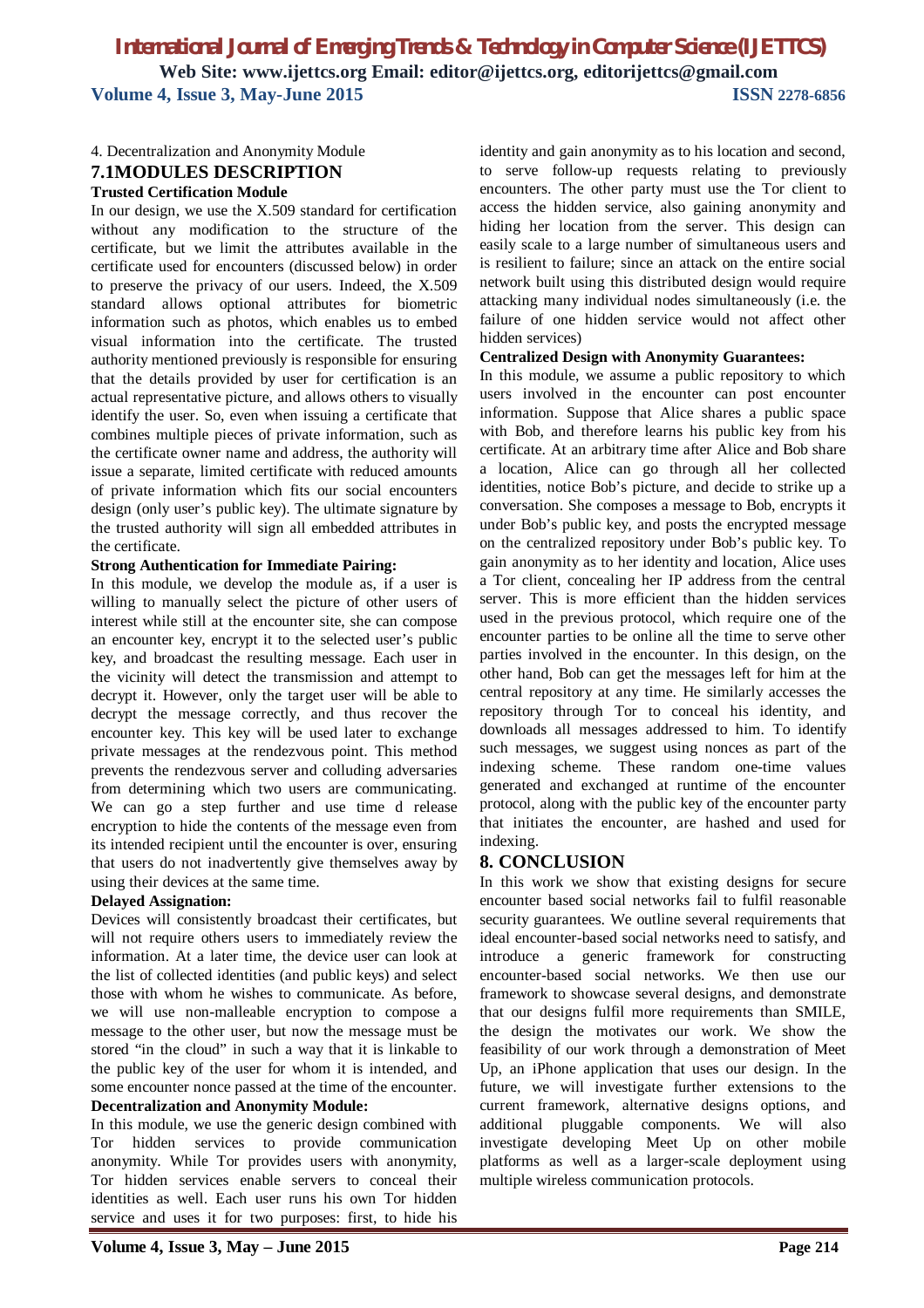4. Decentralization and Anonymity Module

## 7.1MODULES DESCRIPTION

**Trusted Certification Module**

In our design, we use the X.509 standard for certification without any modification to the structure of the certificate, but we limit the attributes available in the certificate used for encounters (discussed below) in order to preserve the privacy of our users. Indeed, the X.509 standard allows optional attributes for biometric information such as photos, which enables us to embed visual information into the certificate. The trusted authority mentioned previously is responsible for ensuring that the details provided by user for certification is an actual representative picture, and allows others to visually identify the user. So, even when issuing a certificate that combines multiple pieces of private information, such as the certificate owner name and address, the authority will issue a separate, limited certificate with reduced amounts of private information which fits our social encounters design (only user's public key). The ultimate signature by the trusted authority will sign all embedded attributes in the certificate.

**Strong Authentication for Immediate Pairing:**

In this module, we develop the module as, if a user is willing to manually select the picture of other users of interest while still at the encounter site, she can compose an encounter key, encrypt it to the selected user's public key, and broadcast the resulting message. Each user in the vicinity will detect the transmission and attempt to decrypt it. However, only the target user will be able to decrypt the message correctly, and thus recover the encounter key. This key will be used later to exchange private messages at the rendezvous point. This method prevents the rendezvous server and colluding adversaries from determining which two users are communicating. We can go a step further and use time d release encryption to hide the contents of the message even from its intended recipient until the encounter is over, ensuring that users do not inadvertently give themselves away by using their devices at the same time.

**Delayed Assignation:**

Devices will consistently broadcast their certificates, but will not require others users to immediately review the information. At a later time, the device user can look at the list of collected identities (and public keys) and select those with whom he wishes to communicate. As before, we will use non-malleable encryption to compose a message to the other user, but now the message must be stored "in the cloud" in such a way that it is linkable to the public key of the user for whom it is intended, and some encounter nonce passed at the time of the encounter.

**Decentralization and Anonymity Module:**

In this module, we use the generic design combined with Tor hidden services to provide communication anonymity. While Tor provides users with anonymity, Tor hidden services enable servers to conceal their identities as well. Each user runs his own Tor hidden service and uses it for two purposes: first, to hide his identity and gain anonymity as to his location and second, to serve follow-up requests relating to previously encounters. The other party must use the Tor client to access the hidden service, also gaining anonymity and hiding her location from the server. This design can easily scale to a large number of simultaneous users and is resilient to failure; since an attack on the entire social network built using this distributed design would require attacking many individual nodes simultaneously (i.e. the failure of one hidden service would not affect other hidden services)

**Centralized Design with Anonymity Guarantees:**

In this module, we assume a public repository to which users involved in the encounter can post encounter information. Suppose that Alice shares a public space with Bob, and therefore learns his public key from his certificate. At an arbitrary time after Alice and Bob share a location, Alice can go through all her collected identities, notice Bob's picture, and decide to strike up a conversation. She composes a message to Bob, encrypts it under Bob's public key, and posts the encrypted message on the centralized repository under Bob's public key. To gain anonymity as to her identity and location, Alice uses a Tor client, concealing her IP address from the central server. This is more efficient than the hidden services used in the previous protocol, which require one of the encounter parties to be online all the time to serve other parties involved in the encounter. In this design, on the other hand, Bob can get the messages left for him at the central repository at any time. He similarly accesses the repository through Tor to conceal his identity, and downloads all messages addressed to him. To identify such messages, we suggest using nonces as part of the indexing scheme. These random one-time values generated and exchanged at runtime of the encounter protocol, along with the public key of the encounter party that initiates the encounter, are hashed and used for indexing.

## 8. CONCLUSION

In this work we show that existing designs for secure encounter based social networks fail to fulfil reasonable security guarantees. We outline several requirements that ideal encounter-based social networks need to satisfy, and introduce a generic framework for constructing encounter-based social networks. We then use our framework to showcase several designs, and demonstrate that our designs fulfil more requirements than SMILE, the design the motivates our work. We show the feasibility of our work through a demonstration of Meet Up, an iPhone application that uses our design. In the future, we will investigate further extensions to the current framework, alternative designs options, and additional pluggable components. We will also investigate developing Meet Up on other mobile platforms as well as a larger-scale deployment using multiple wireless communication protocols.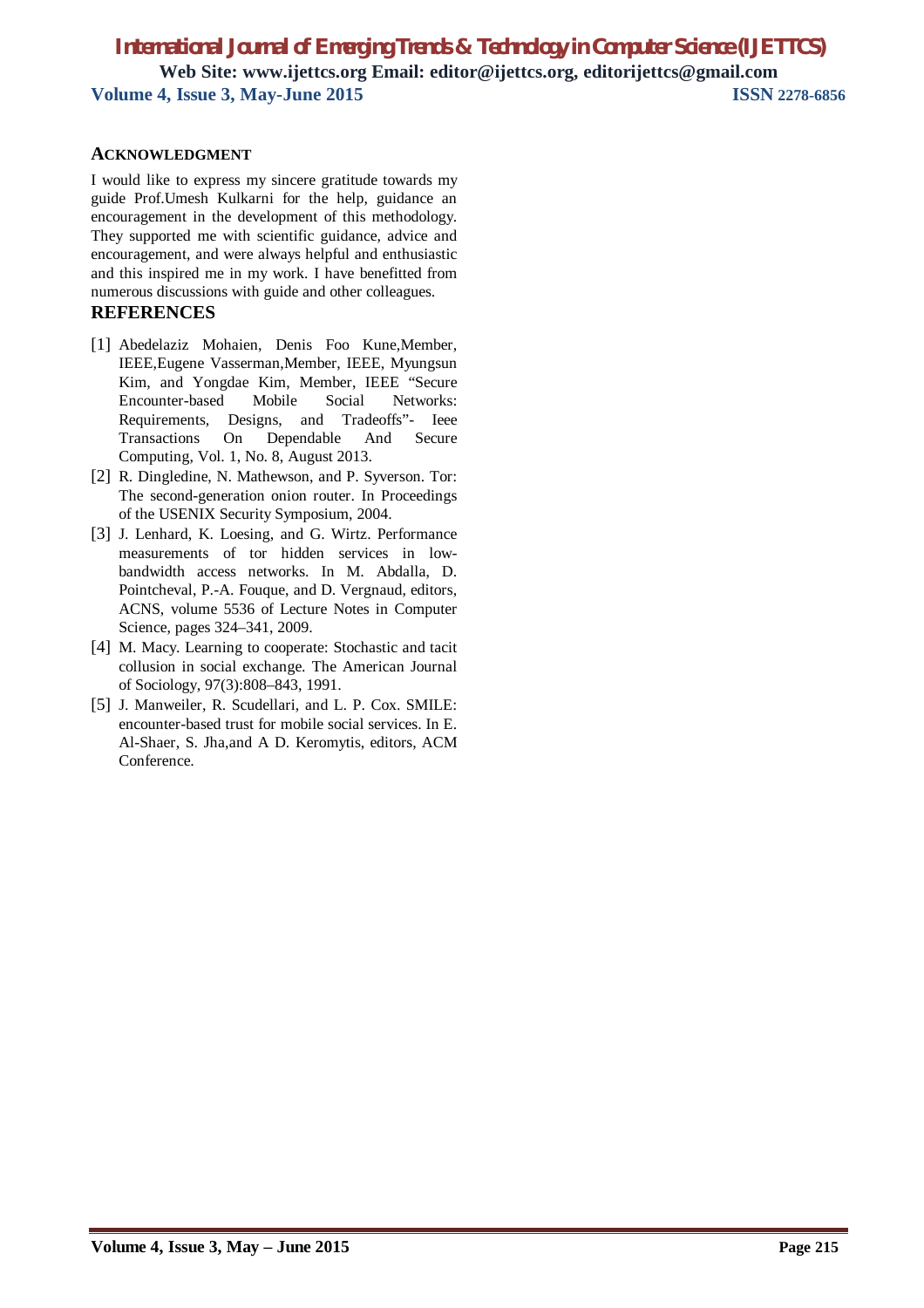## ACKNOWLEDGMENT

I would like to express my sincere gratitude towards my guide Prof.Umesh Kulkarni for the help, guidance an encouragement in the development of this methodology. They supported me with scientific guidance, advice and encouragement, and were always helpful and enthusiastic and this inspired me in my work. I have benefitted from numerous discussions with guide and other colleagues.

## REFERENCES

[1] Abedelaziz Mohaien, Denis Foo Kune,Member, IEEE,Eugene Vasserman,Member, IEEE, Myungsun Kim, and Yongdae Kim, Member, IEEE "Secure Encounter-based Mobile Social Networks: Requirements, Designs, and Tradeoffs"- Ieee Transactions On Dependable And Secure Computing, Vol. 1, No. 8, August 2013.

[2] R. Dingledine, N. Mathewson, and P. Syverson. Tor: The second-generation onion router. In Proceedings of the USENIX Security Symposium, 2004.

[3] J. Lenhard, K. Loesing, and G. Wirtz. Performance measurements of tor hidden services in low-bandwidth access networks. In M. Abdalla, D. Pointcheval, P.-A. Fouque, and D. Vergnaud, editors, ACNS, volume 5536 of Lecture Notes in Computer Science, pages 324–341, 2009.

[4] M. Macy. Learning to cooperate: Stochastic and tacit collusion in social exchange. The American Journal of Sociology, 97(3):808–843, 1991.

[5] J. Manweiler, R. Scudellari, and L. P. Cox. SMILE: encounter-based trust for mobile social services. In E. Al-Shaer, S. Jha,and A D. Keromytis, editors, ACM Conference.